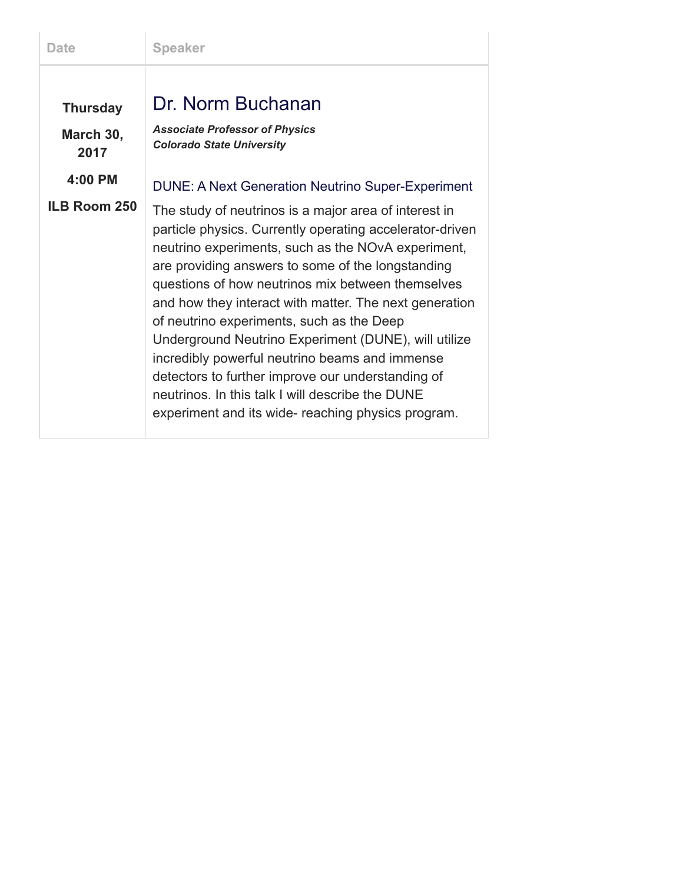| Date | Speaker |
| --- | --- |
| **Thursday**<br>**March 30, 2017**<br>**4:00 PM**<br>**ILB Room 250** | Dr. Norm Buchanan<br>***Associate Professor of Physics***<br>***Colorado State University***<br><br>DUNE: A Next Generation Neutrino Super-Experiment<br><br>The study of neutrinos is a major area of interest in particle physics. Currently operating accelerator-driven neutrino experiments, such as the NOvA experiment, are providing answers to some of the longstanding questions of how neutrinos mix between themselves and how they interact with matter. The next generation of neutrino experiments, such as the Deep Underground Neutrino Experiment (DUNE), will utilize incredibly powerful neutrino beams and immense detectors to further improve our understanding of neutrinos. In this talk I will describe the DUNE experiment and its wide- reaching physics program. |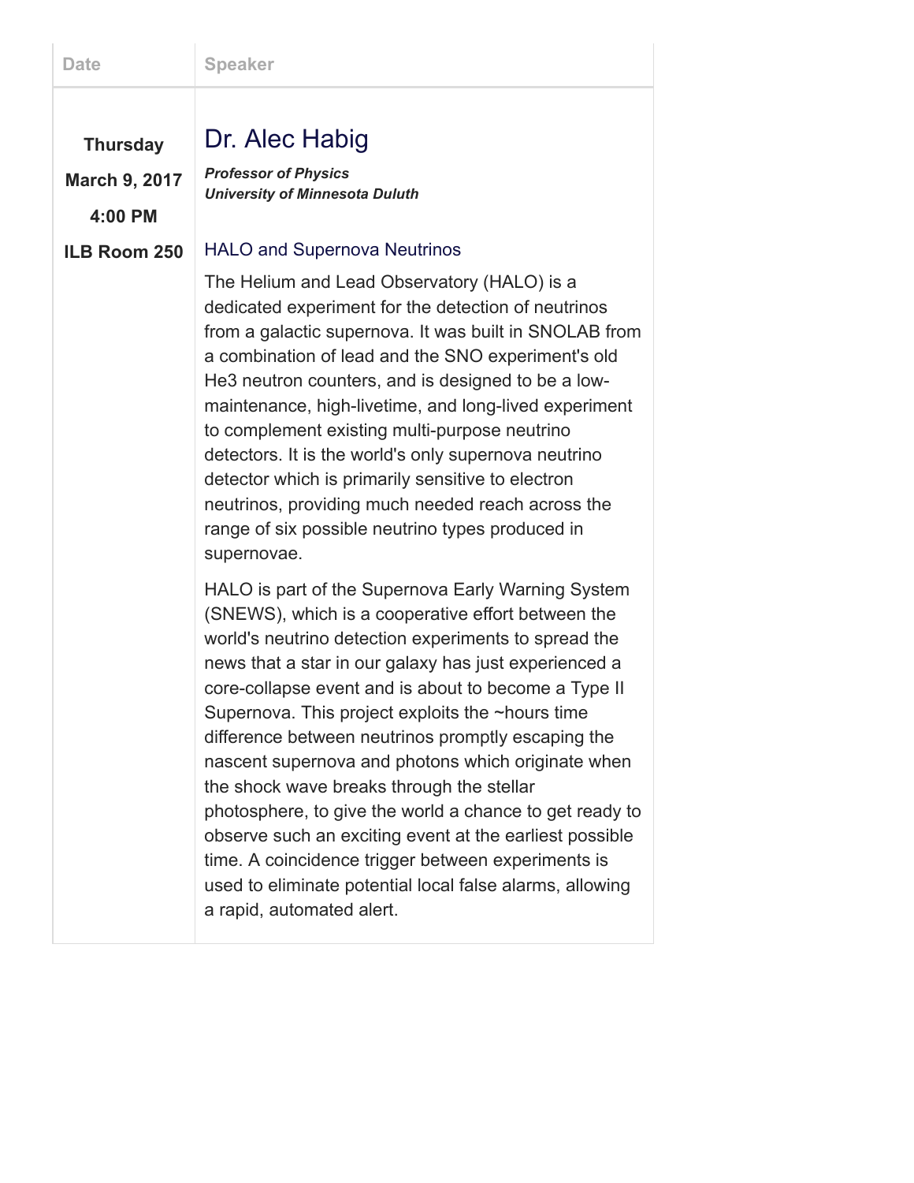| Date | Speaker |
| --- | --- |
| **Thursday**<br>**March 9, 2017**<br>**4:00 PM**<br>**ILB Room 250** | ## Dr. Alec Habig<br>***Professor of Physics***<br>***University of Minnesota Duluth***<br><br>### HALO and Supernova Neutrinos<br><br>The Helium and Lead Observatory (HALO) is a dedicated experiment for the detection of neutrinos from a galactic supernova. It was built in SNOLAB from a combination of lead and the SNO experiment's old He3 neutron counters, and is designed to be a low-maintenance, high-livetime, and long-lived experiment to complement existing multi-purpose neutrino detectors. It is the world's only supernova neutrino detector which is primarily sensitive to electron neutrinos, providing much needed reach across the range of six possible neutrino types produced in supernovae.<br><br>HALO is part of the Supernova Early Warning System (SNEWS), which is a cooperative effort between the world's neutrino detection experiments to spread the news that a star in our galaxy has just experienced a core-collapse event and is about to become a Type II Supernova. This project exploits the ~hours time difference between neutrinos promptly escaping the nascent supernova and photons which originate when the shock wave breaks through the stellar photosphere, to give the world a chance to get ready to observe such an exciting event at the earliest possible time. A coincidence trigger between experiments is used to eliminate potential local false alarms, allowing a rapid, automated alert. |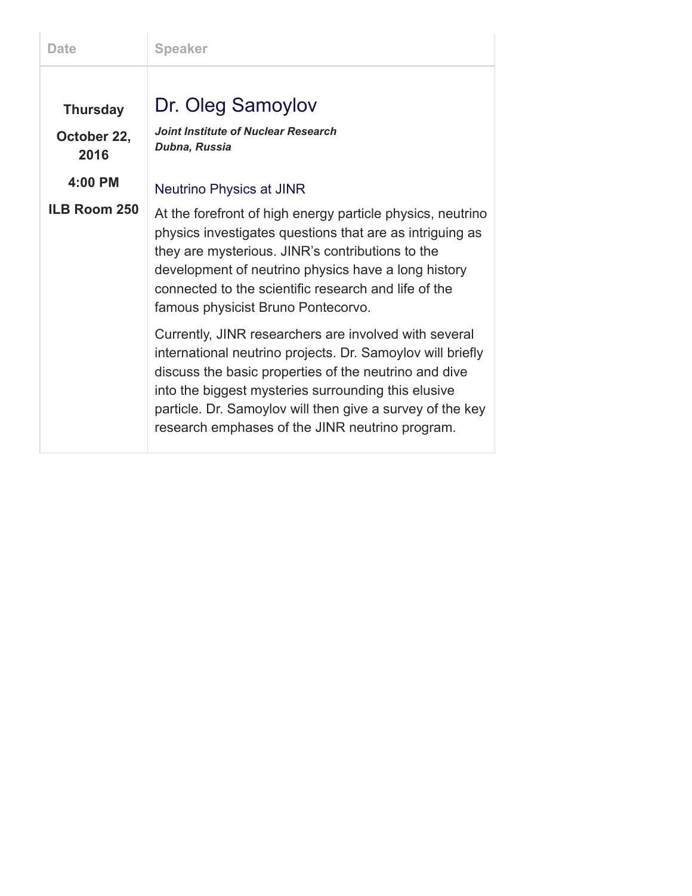| Date | Speaker |
|---|---|
| **Thursday**<br><br>**October 22, 2016**<br><br>**4:00 PM**<br><br>**ILB Room 250** | Dr. Oleg Samoylov<br><br>***Joint Institute of Nuclear Research***<br>***Dubna, Russia***<br><br>Neutrino Physics at JINR<br><br>At the forefront of high energy particle physics, neutrino physics investigates questions that are as intriguing as they are mysterious. JINR's contributions to the development of neutrino physics have a long history connected to the scientific research and life of the famous physicist Bruno Pontecorvo.<br><br>Currently, JINR researchers are involved with several international neutrino projects. Dr. Samoylov will briefly discuss the basic properties of the neutrino and dive into the biggest mysteries surrounding this elusive particle. Dr. Samoylov will then give a survey of the key research emphases of the JINR neutrino program. |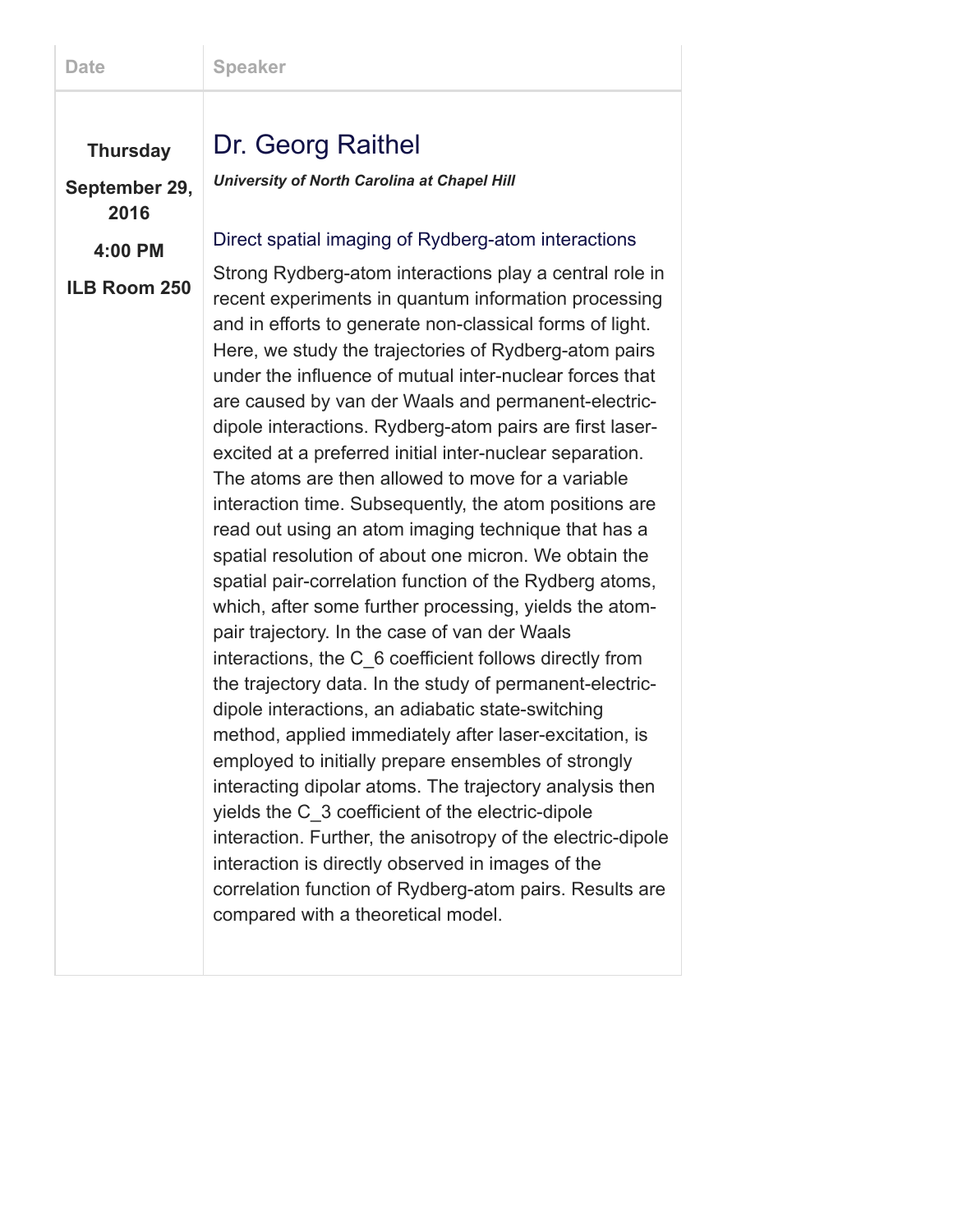| Date | Speaker |
| --- | --- |
| **Thursday**<br>**September 29, 2016**<br>**4:00 PM**<br>**ILB Room 250** | Dr. Georg Raithel<br>***University of North Carolina at Chapel Hill***<br><br>Direct spatial imaging of Rydberg-atom interactions<br><br>Strong Rydberg-atom interactions play a central role in recent experiments in quantum information processing and in efforts to generate non-classical forms of light. Here, we study the trajectories of Rydberg-atom pairs under the influence of mutual inter-nuclear forces that are caused by van der Waals and permanent-electric-dipole interactions. Rydberg-atom pairs are first laser-excited at a preferred initial inter-nuclear separation. The atoms are then allowed to move for a variable interaction time. Subsequently, the atom positions are read out using an atom imaging technique that has a spatial resolution of about one micron. We obtain the spatial pair-correlation function of the Rydberg atoms, which, after some further processing, yields the atom-pair trajectory. In the case of van der Waals interactions, the $C_6$ coefficient follows directly from the trajectory data. In the study of permanent-electric-dipole interactions, an adiabatic state-switching method, applied immediately after laser-excitation, is employed to initially prepare ensembles of strongly interacting dipolar atoms. The trajectory analysis then yields the $C_3$ coefficient of the electric-dipole interaction. Further, the anisotropy of the electric-dipole interaction is directly observed in images of the correlation function of Rydberg-atom pairs. Results are compared with a theoretical model. |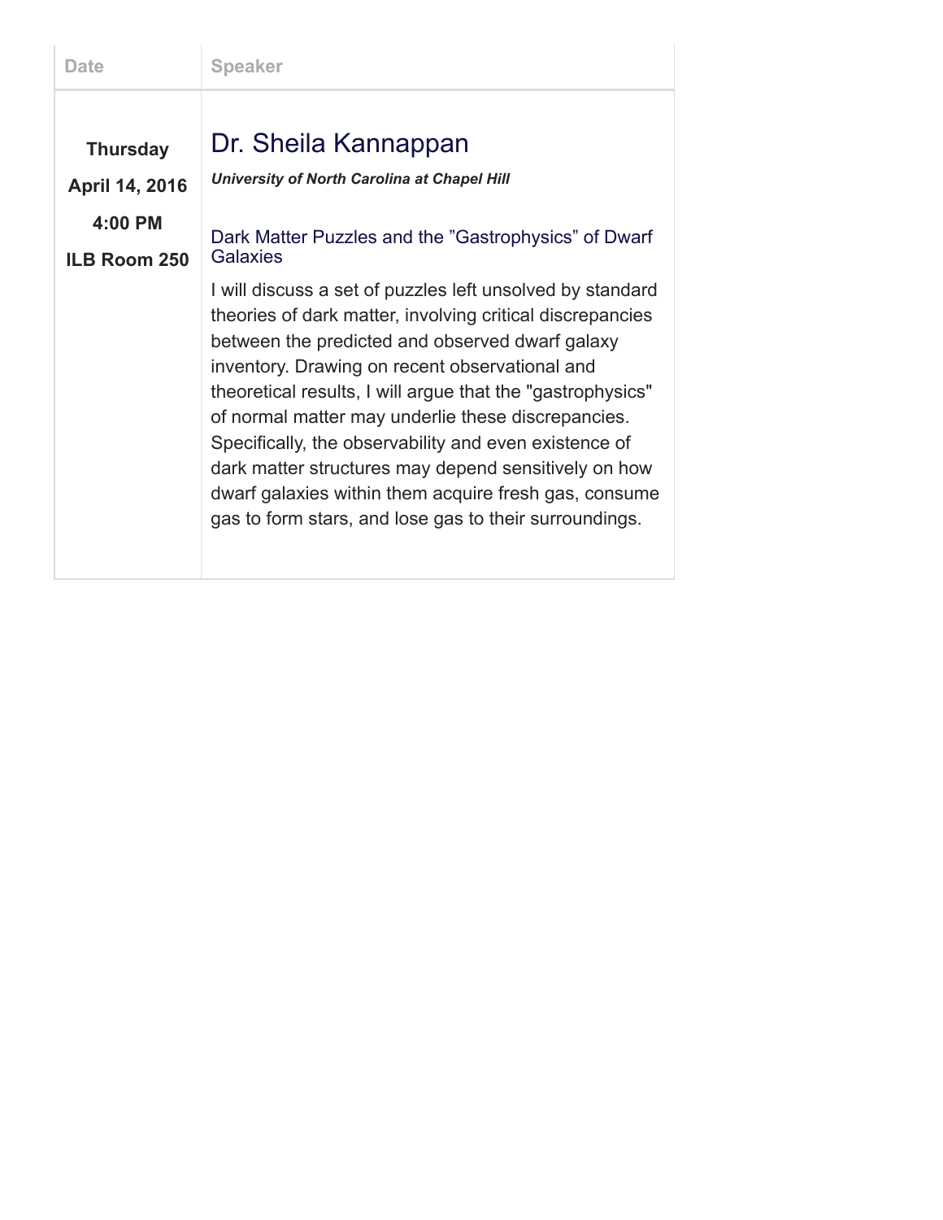| Date | Speaker |
| --- | --- |
| **Thursday**<br>**April 14, 2016**<br>**4:00 PM**<br>**ILB Room 250** | Dr. Sheila Kannappan<br>***University of North Carolina at Chapel Hill***<br><br>Dark Matter Puzzles and the ”Gastrophysics” of Dwarf Galaxies<br><br>I will discuss a set of puzzles left unsolved by standard theories of dark matter, involving critical discrepancies between the predicted and observed dwarf galaxy inventory. Drawing on recent observational and theoretical results, I will argue that the "gastrophysics" of normal matter may underlie these discrepancies. Specifically, the observability and even existence of dark matter structures may depend sensitively on how dwarf galaxies within them acquire fresh gas, consume gas to form stars, and lose gas to their surroundings. |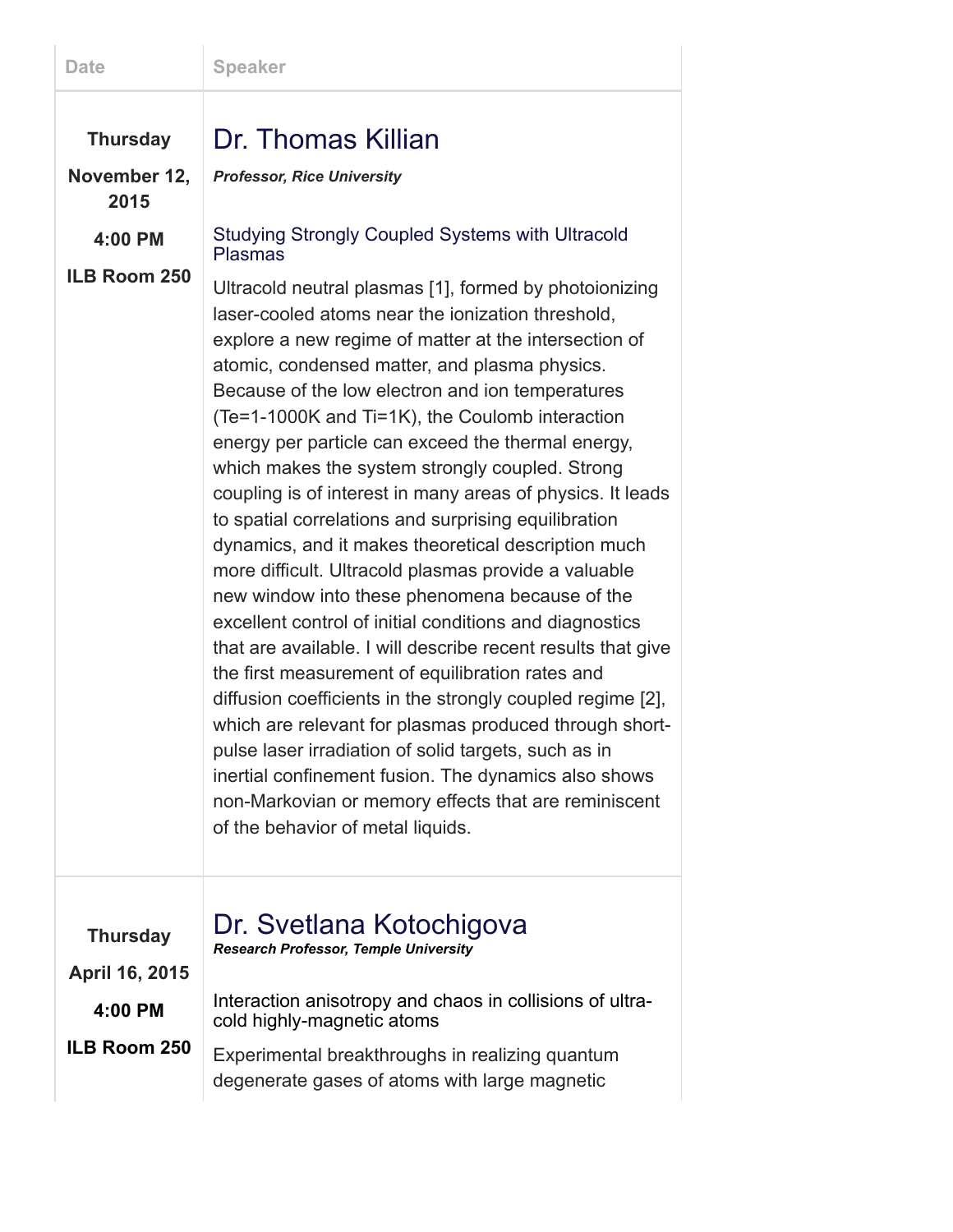| Date | Speaker |
| --- | --- |
| **Thursday**<br>**November 12, 2015**<br>**4:00 PM**<br>**ILB Room 250** | Dr. Thomas Killian<br>***Professor, Rice University***<br>Studying Strongly Coupled Systems with Ultracold Plasmas<br>Ultracold neutral plasmas [1], formed by photoionizing laser-cooled atoms near the ionization threshold, explore a new regime of matter at the intersection of atomic, condensed matter, and plasma physics. Because of the low electron and ion temperatures ($T_e$=1-1000K and $T_i$=1K), the Coulomb interaction energy per particle can exceed the thermal energy, which makes the system strongly coupled. Strong coupling is of interest in many areas of physics. It leads to spatial correlations and surprising equilibration dynamics, and it makes theoretical description much more difficult. Ultracold plasmas provide a valuable new window into these phenomena because of the excellent control of initial conditions and diagnostics that are available. I will describe recent results that give the first measurement of equilibration rates and diffusion coefficients in the strongly coupled regime [2], which are relevant for plasmas produced through short-pulse laser irradiation of solid targets, such as in inertial confinement fusion. The dynamics also shows non-Markovian or memory effects that are reminiscent of the behavior of metal liquids. |
| **Thursday**<br>**April 16, 2015**<br>**4:00 PM**<br>**ILB Room 250** | Dr. Svetlana Kotochigova<br>***Research Professor, Temple University***<br>Interaction anisotropy and chaos in collisions of ultra-cold highly-magnetic atoms<br>Experimental breakthroughs in realizing quantum degenerate gases of atoms with large magnetic |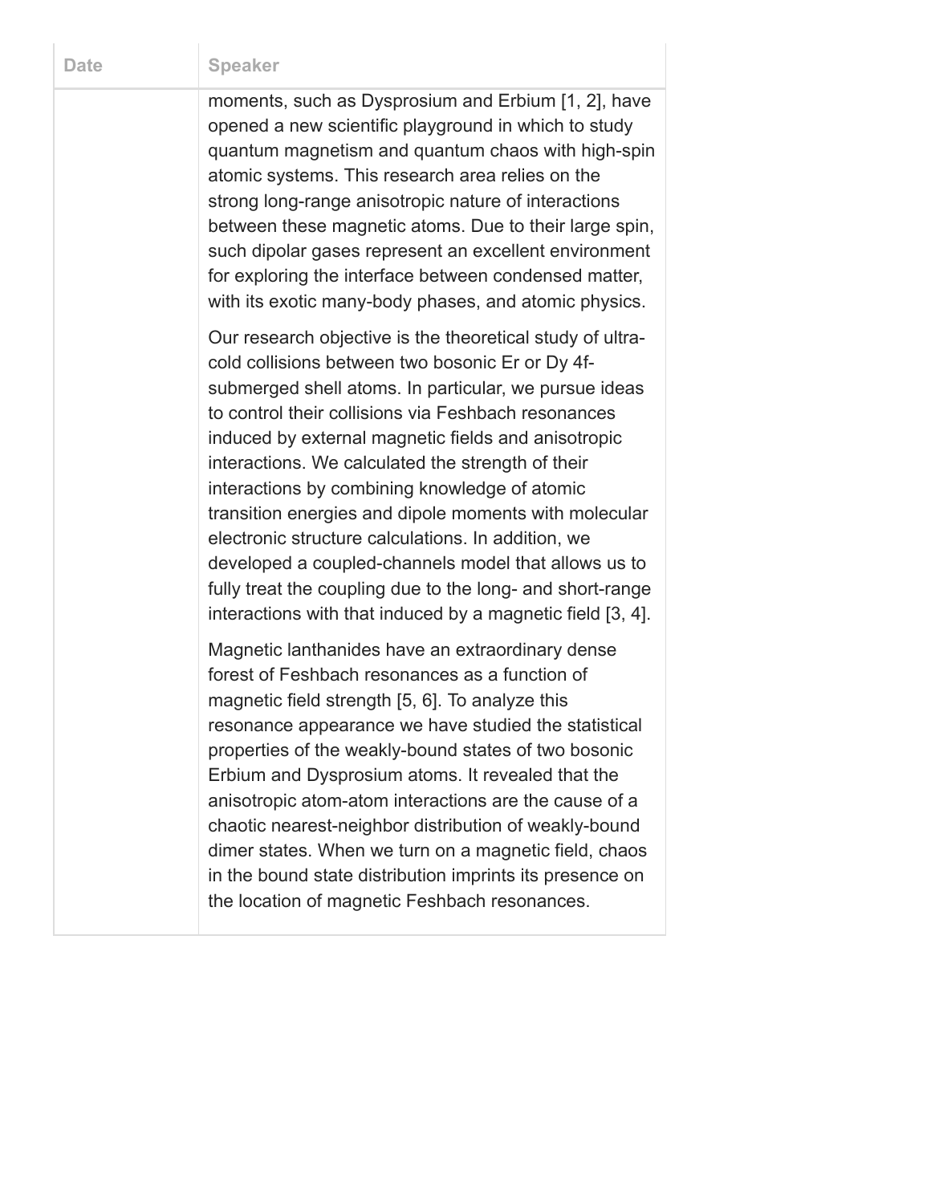| Date | Speaker |
| --- | --- |
| | moments, such as Dysprosium and Erbium [1, 2], have opened a new scientific playground in which to study quantum magnetism and quantum chaos with high-spin atomic systems. This research area relies on the strong long-range anisotropic nature of interactions between these magnetic atoms. Due to their large spin, such dipolar gases represent an excellent environment for exploring the interface between condensed matter, with its exotic many-body phases, and atomic physics.<br><br>Our research objective is the theoretical study of ultra-cold collisions between two bosonic Er or Dy 4f-submerged shell atoms. In particular, we pursue ideas to control their collisions via Feshbach resonances induced by external magnetic fields and anisotropic interactions. We calculated the strength of their interactions by combining knowledge of atomic transition energies and dipole moments with molecular electronic structure calculations. In addition, we developed a coupled-channels model that allows us to fully treat the coupling due to the long- and short-range interactions with that induced by a magnetic field [3, 4].<br><br>Magnetic lanthanides have an extraordinary dense forest of Feshbach resonances as a function of magnetic field strength [5, 6]. To analyze this resonance appearance we have studied the statistical properties of the weakly-bound states of two bosonic Erbium and Dysprosium atoms. It revealed that the anisotropic atom-atom interactions are the cause of a chaotic nearest-neighbor distribution of weakly-bound dimer states. When we turn on a magnetic field, chaos in the bound state distribution imprints its presence on the location of magnetic Feshbach resonances. |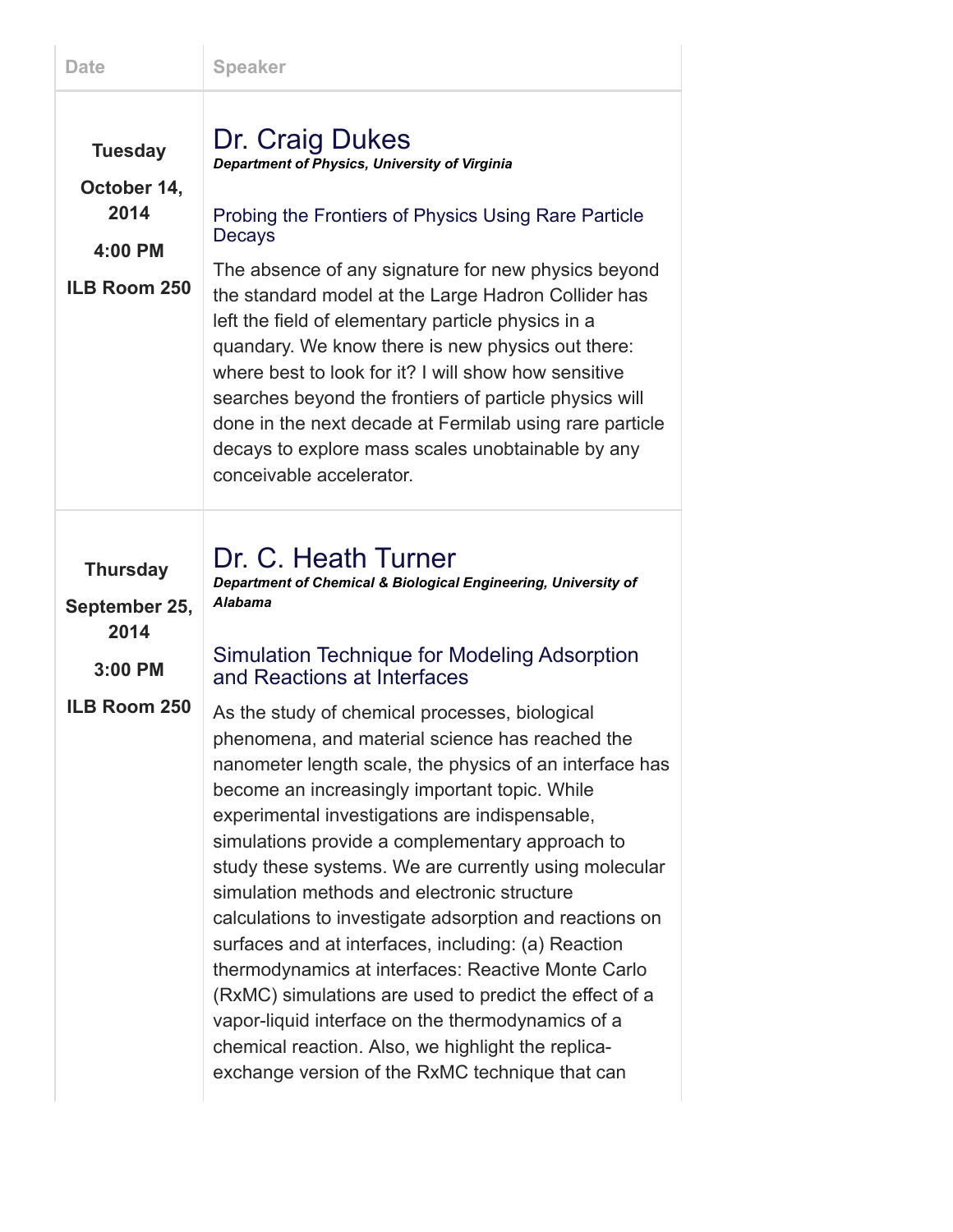| Date | Speaker |
|---|---|
| **Tuesday**<br>**October 14, 2014**<br>**4:00 PM**<br>**ILB Room 250** | ## Dr. Craig Dukes<br>***Department of Physics, University of Virginia***<br><br>### Probing the Frontiers of Physics Using Rare Particle Decays<br><br>The absence of any signature for new physics beyond the standard model at the Large Hadron Collider has left the field of elementary particle physics in a quandary. We know there is new physics out there: where best to look for it? I will show how sensitive searches beyond the frontiers of particle physics will done in the next decade at Fermilab using rare particle decays to explore mass scales unobtainable by any conceivable accelerator. |
| **Thursday**<br>**September 25, 2014**<br>**3:00 PM**<br>**ILB Room 250** | ## Dr. C. Heath Turner<br>***Department of Chemical & Biological Engineering, University of Alabama***<br><br>### Simulation Technique for Modeling Adsorption and Reactions at Interfaces<br><br>As the study of chemical processes, biological phenomena, and material science has reached the nanometer length scale, the physics of an interface has become an increasingly important topic. While experimental investigations are indispensable, simulations provide a complementary approach to study these systems. We are currently using molecular simulation methods and electronic structure calculations to investigate adsorption and reactions on surfaces and at interfaces, including: (a) Reaction thermodynamics at interfaces: Reactive Monte Carlo (RxMC) simulations are used to predict the effect of a vapor-liquid interface on the thermodynamics of a chemical reaction. Also, we highlight the replica-exchange version of the RxMC technique that can |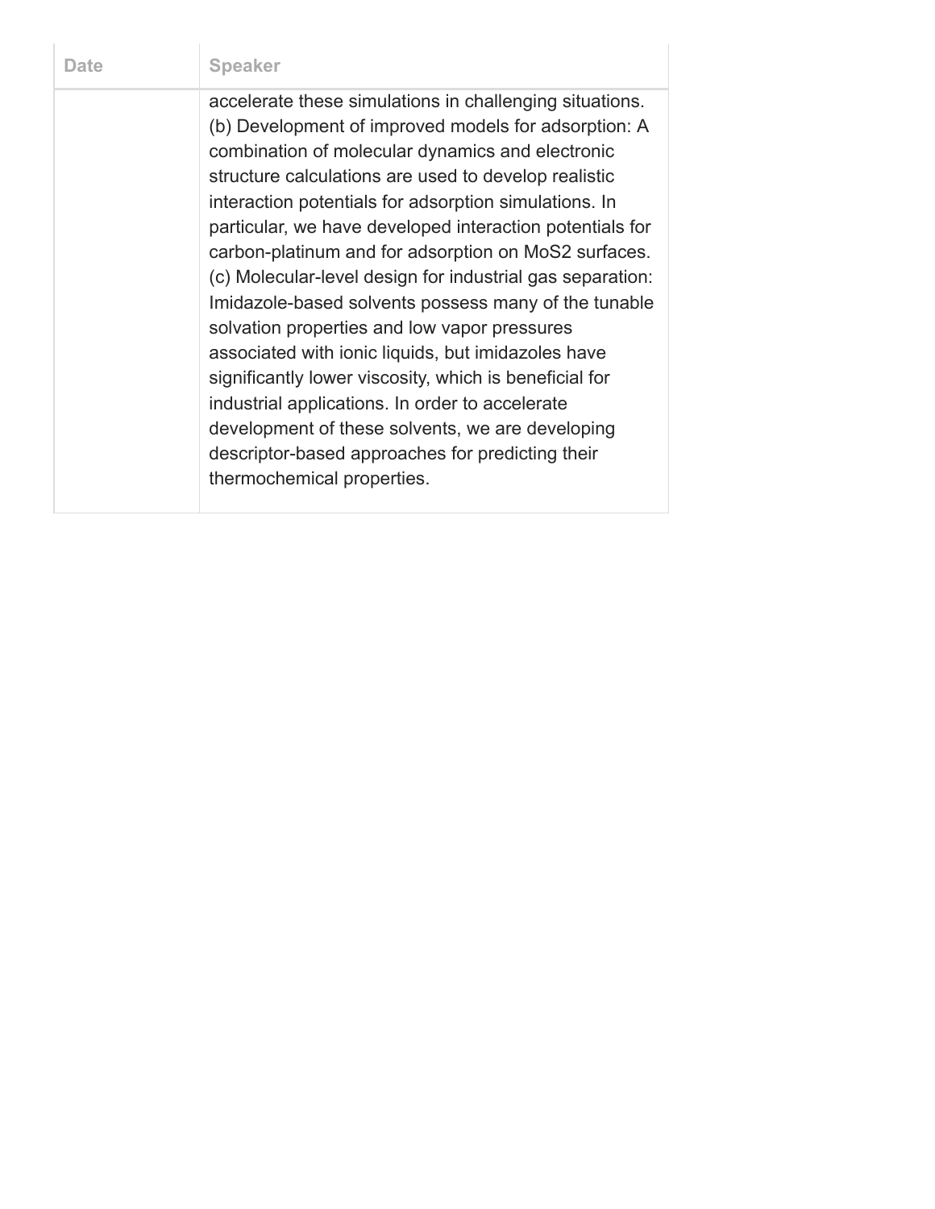| Date | Speaker |
| --- | --- |
| | accelerate these simulations in challenging situations. (b) Development of improved models for adsorption: A combination of molecular dynamics and electronic structure calculations are used to develop realistic interaction potentials for adsorption simulations. In particular, we have developed interaction potentials for carbon-platinum and for adsorption on $MoS_2$ surfaces. (c) Molecular-level design for industrial gas separation: Imidazole-based solvents possess many of the tunable solvation properties and low vapor pressures associated with ionic liquids, but imidazoles have significantly lower viscosity, which is beneficial for industrial applications. In order to accelerate development of these solvents, we are developing descriptor-based approaches for predicting their thermochemical properties. |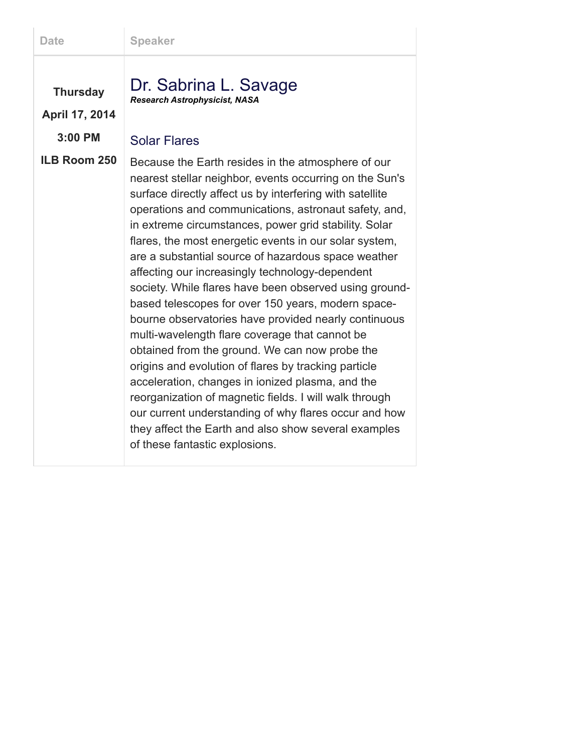| Date | Speaker |
| --- | --- |
| **Thursday**<br>**April 17, 2014**<br>**3:00 PM**<br>**ILB Room 250** | Dr. Sabrina L. Savage<br>***Research Astrophysicist, NASA***<br><br>Solar Flares<br><br>Because the Earth resides in the atmosphere of our nearest stellar neighbor, events occurring on the Sun's surface directly affect us by interfering with satellite operations and communications, astronaut safety, and, in extreme circumstances, power grid stability. Solar flares, the most energetic events in our solar system, are a substantial source of hazardous space weather affecting our increasingly technology-dependent society. While flares have been observed using ground-based telescopes for over 150 years, modern space-bourne observatories have provided nearly continuous multi-wavelength flare coverage that cannot be obtained from the ground. We can now probe the origins and evolution of flares by tracking particle acceleration, changes in ionized plasma, and the reorganization of magnetic fields. I will walk through our current understanding of why flares occur and how they affect the Earth and also show several examples of these fantastic explosions. |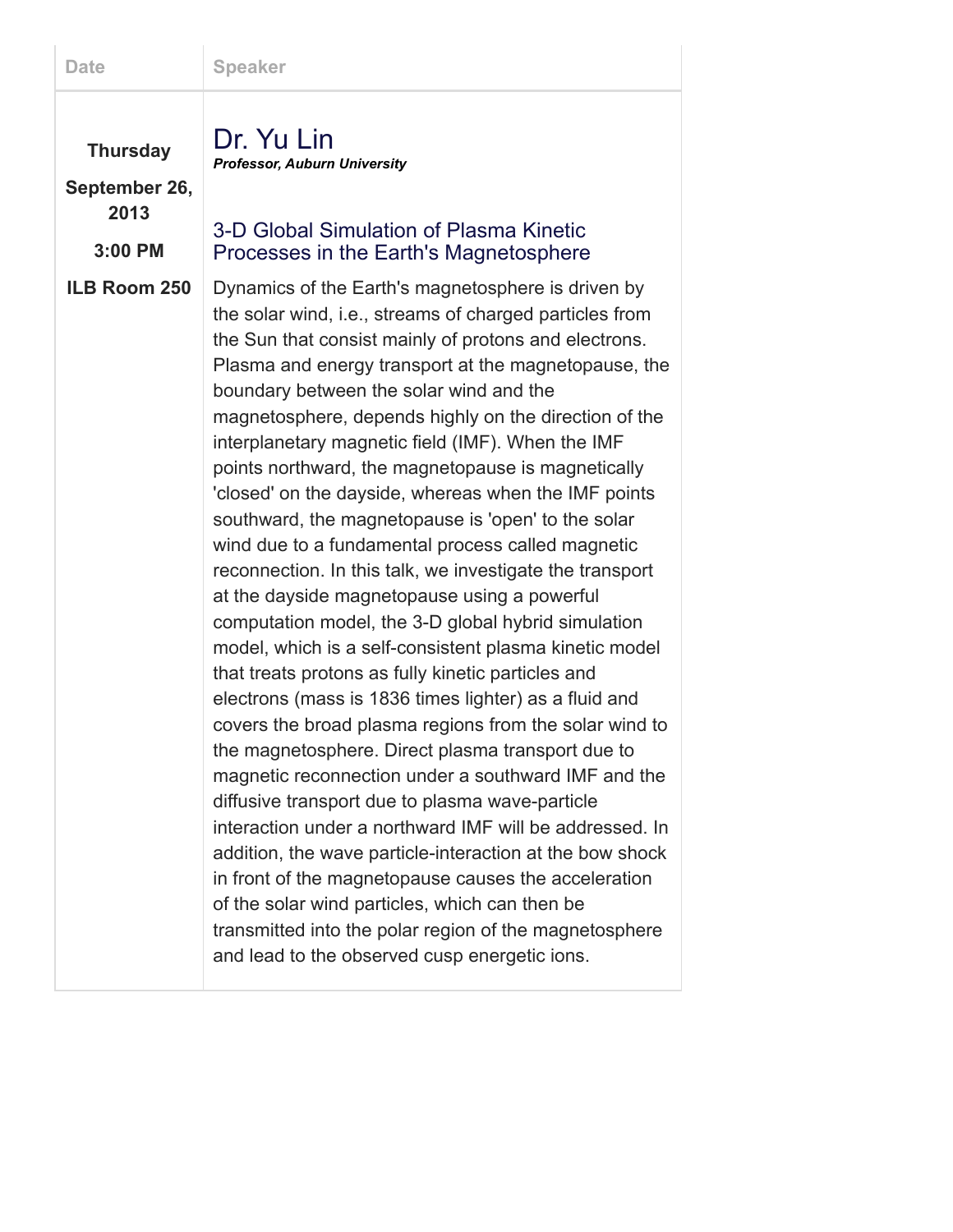| Date | Speaker |
|---|---|
| **Thursday**<br>**September 26, 2013**<br>**3:00 PM**<br>**ILB Room 250** | Dr. Yu Lin<br>***Professor, Auburn University***<br><br>3-D Global Simulation of Plasma Kinetic Processes in the Earth's Magnetosphere<br><br>Dynamics of the Earth's magnetosphere is driven by the solar wind, i.e., streams of charged particles from the Sun that consist mainly of protons and electrons. Plasma and energy transport at the magnetopause, the boundary between the solar wind and the magnetosphere, depends highly on the direction of the interplanetary magnetic field (IMF). When the IMF points northward, the magnetopause is magnetically 'closed' on the dayside, whereas when the IMF points southward, the magnetopause is 'open' to the solar wind due to a fundamental process called magnetic reconnection. In this talk, we investigate the transport at the dayside magnetopause using a powerful computation model, the 3-D global hybrid simulation model, which is a self-consistent plasma kinetic model that treats protons as fully kinetic particles and electrons (mass is 1836 times lighter) as a fluid and covers the broad plasma regions from the solar wind to the magnetosphere. Direct plasma transport due to magnetic reconnection under a southward IMF and the diffusive transport due to plasma wave-particle interaction under a northward IMF will be addressed. In addition, the wave particle-interaction at the bow shock in front of the magnetopause causes the acceleration of the solar wind particles, which can then be transmitted into the polar region of the magnetosphere and lead to the observed cusp energetic ions. |